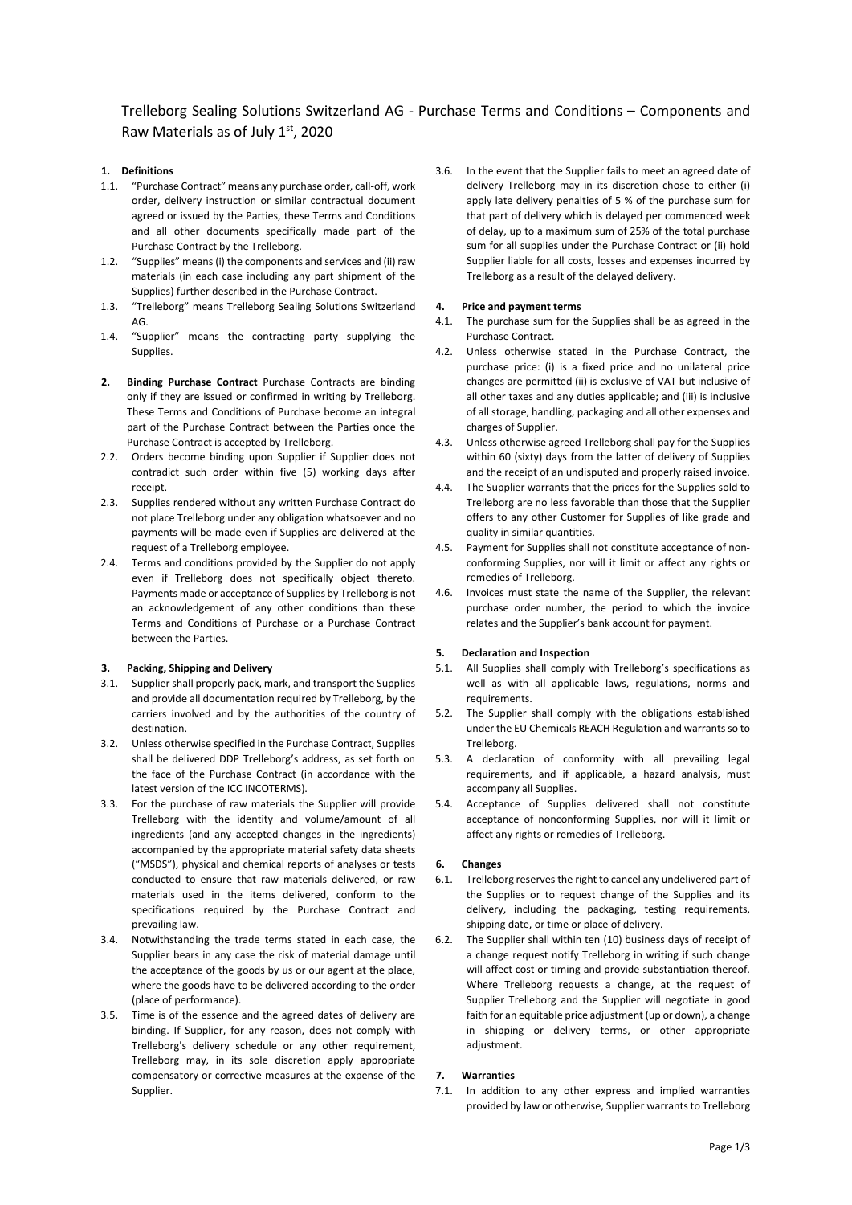# Trelleborg Sealing Solutions Switzerland AG - Purchase Terms and Conditions – Components and Raw Materials as of July 1st, 2020

**1. Definitions**

1.1. "Purchase Contract" means any purchase order, call-off, work order, delivery instruction or similar contractual document agreed or issued by the Parties, these Terms and Conditions and all other documents specifically made part of the Purchase Contract by the Trelleborg.

1.2. "Supplies" means (i) the components and services and (ii) raw materials (in each case including any part shipment of the Supplies) further described in the Purchase Contract.

1.3. "Trelleborg" means Trelleborg Sealing Solutions Switzerland AG.

1.4. "Supplier" means the contracting party supplying the Supplies.

**2. Binding Purchase Contract** Purchase Contracts are binding only if they are issued or confirmed in writing by Trelleborg. These Terms and Conditions of Purchase become an integral part of the Purchase Contract between the Parties once the Purchase Contract is accepted by Trelleborg.

2.2. Orders become binding upon Supplier if Supplier does not contradict such order within five (5) working days after receipt.

2.3. Supplies rendered without any written Purchase Contract do not place Trelleborg under any obligation whatsoever and no payments will be made even if Supplies are delivered at the request of a Trelleborg employee.

2.4. Terms and conditions provided by the Supplier do not apply even if Trelleborg does not specifically object thereto. Payments made or acceptance of Supplies by Trelleborg is not an acknowledgement of any other conditions than these Terms and Conditions of Purchase or a Purchase Contract between the Parties.

**3. Packing, Shipping and Delivery**

3.1. Supplier shall properly pack, mark, and transport the Supplies and provide all documentation required by Trelleborg, by the carriers involved and by the authorities of the country of destination.

3.2. Unless otherwise specified in the Purchase Contract, Supplies shall be delivered DDP Trelleborg's address, as set forth on the face of the Purchase Contract (in accordance with the latest version of the ICC INCOTERMS).

3.3. For the purchase of raw materials the Supplier will provide Trelleborg with the identity and volume/amount of all ingredients (and any accepted changes in the ingredients) accompanied by the appropriate material safety data sheets ("MSDS"), physical and chemical reports of analyses or tests conducted to ensure that raw materials delivered, or raw materials used in the items delivered, conform to the specifications required by the Purchase Contract and prevailing law.

3.4. Notwithstanding the trade terms stated in each case, the Supplier bears in any case the risk of material damage until the acceptance of the goods by us or our agent at the place, where the goods have to be delivered according to the order (place of performance).

3.5. Time is of the essence and the agreed dates of delivery are binding. If Supplier, for any reason, does not comply with Trelleborg's delivery schedule or any other requirement, Trelleborg may, in its sole discretion apply appropriate compensatory or corrective measures at the expense of the Supplier.

3.6. In the event that the Supplier fails to meet an agreed date of delivery Trelleborg may in its discretion chose to either (i) apply late delivery penalties of 5 % of the purchase sum for that part of delivery which is delayed per commenced week of delay, up to a maximum sum of 25% of the total purchase sum for all supplies under the Purchase Contract or (ii) hold Supplier liable for all costs, losses and expenses incurred by Trelleborg as a result of the delayed delivery.

**4. Price and payment terms**

4.1. The purchase sum for the Supplies shall be as agreed in the Purchase Contract.

4.2. Unless otherwise stated in the Purchase Contract, the purchase price: (i) is a fixed price and no unilateral price changes are permitted (ii) is exclusive of VAT but inclusive of all other taxes and any duties applicable; and (iii) is inclusive of all storage, handling, packaging and all other expenses and charges of Supplier.

4.3. Unless otherwise agreed Trelleborg shall pay for the Supplies within 60 (sixty) days from the latter of delivery of Supplies and the receipt of an undisputed and properly raised invoice.

4.4. The Supplier warrants that the prices for the Supplies sold to Trelleborg are no less favorable than those that the Supplier offers to any other Customer for Supplies of like grade and quality in similar quantities.

4.5. Payment for Supplies shall not constitute acceptance of non-conforming Supplies, nor will it limit or affect any rights or remedies of Trelleborg.

4.6. Invoices must state the name of the Supplier, the relevant purchase order number, the period to which the invoice relates and the Supplier's bank account for payment.

**5. Declaration and Inspection**

5.1. All Supplies shall comply with Trelleborg's specifications as well as with all applicable laws, regulations, norms and requirements.

5.2. The Supplier shall comply with the obligations established under the EU Chemicals REACH Regulation and warrants so to Trelleborg.

5.3. A declaration of conformity with all prevailing legal requirements, and if applicable, a hazard analysis, must accompany all Supplies.

5.4. Acceptance of Supplies delivered shall not constitute acceptance of nonconforming Supplies, nor will it limit or affect any rights or remedies of Trelleborg.

**6. Changes**

6.1. Trelleborg reserves the right to cancel any undelivered part of the Supplies or to request change of the Supplies and its delivery, including the packaging, testing requirements, shipping date, or time or place of delivery.

6.2. The Supplier shall within ten (10) business days of receipt of a change request notify Trelleborg in writing if such change will affect cost or timing and provide substantiation thereof. Where Trelleborg requests a change, at the request of Supplier Trelleborg and the Supplier will negotiate in good faith for an equitable price adjustment (up or down), a change in shipping or delivery terms, or other appropriate adjustment.

**7. Warranties**

7.1. In addition to any other express and implied warranties provided by law or otherwise, Supplier warrants to Trelleborg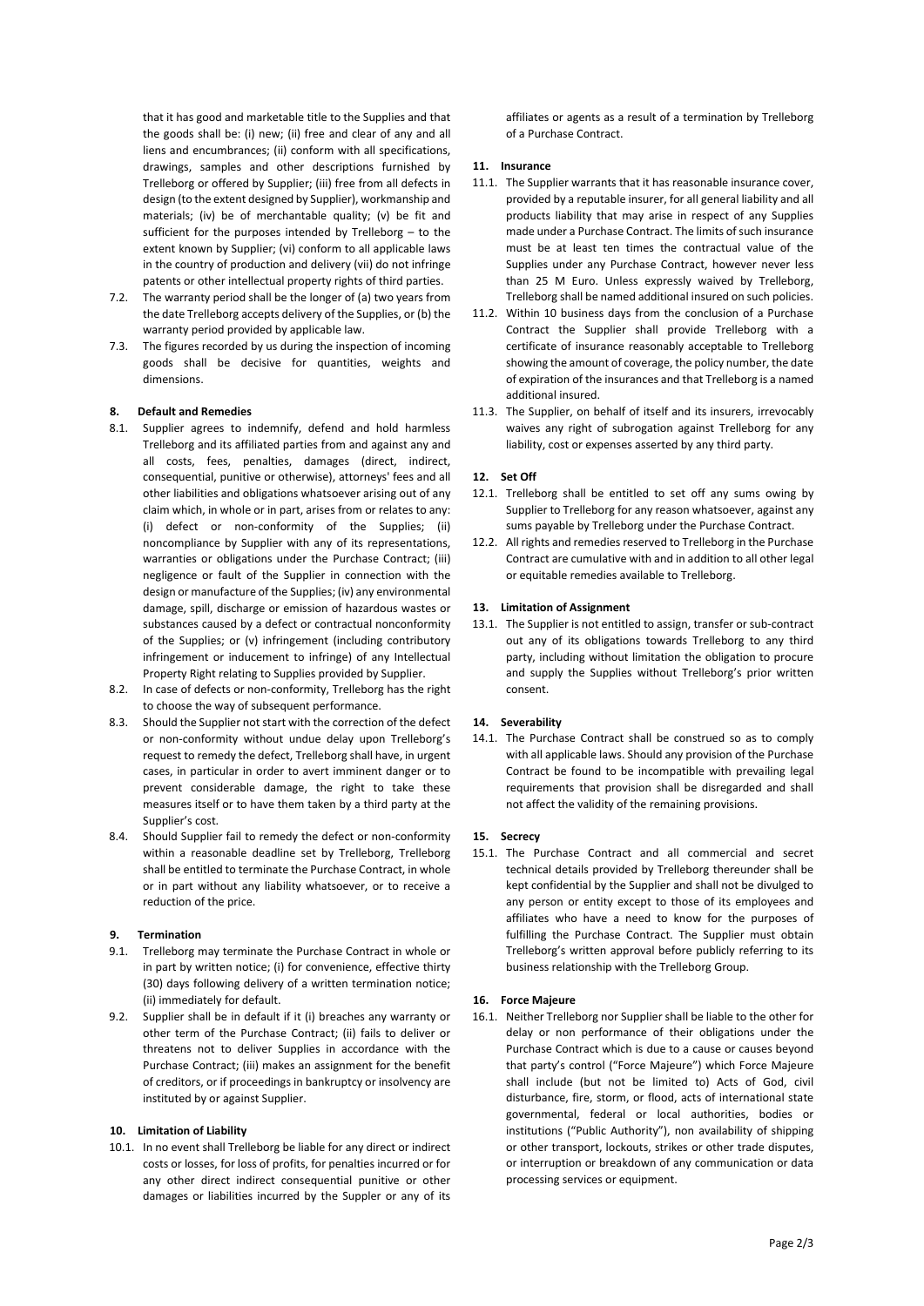that it has good and marketable title to the Supplies and that the goods shall be: (i) new; (ii) free and clear of any and all liens and encumbrances; (ii) conform with all specifications, drawings, samples and other descriptions furnished by Trelleborg or offered by Supplier; (iii) free from all defects in design (to the extent designed by Supplier), workmanship and materials; (iv) be of merchantable quality; (v) be fit and sufficient for the purposes intended by Trelleborg – to the extent known by Supplier; (vi) conform to all applicable laws in the country of production and delivery (vii) do not infringe patents or other intellectual property rights of third parties.

7.2. The warranty period shall be the longer of (a) two years from the date Trelleborg accepts delivery of the Supplies, or (b) the warranty period provided by applicable law.

7.3. The figures recorded by us during the inspection of incoming goods shall be decisive for quantities, weights and dimensions.

## 8. Default and Remedies

8.1. Supplier agrees to indemnify, defend and hold harmless Trelleborg and its affiliated parties from and against any and all costs, fees, penalties, damages (direct, indirect, consequential, punitive or otherwise), attorneys' fees and all other liabilities and obligations whatsoever arising out of any claim which, in whole or in part, arises from or relates to any: (i) defect or non-conformity of the Supplies; (ii) noncompliance by Supplier with any of its representations, warranties or obligations under the Purchase Contract; (iii) negligence or fault of the Supplier in connection with the design or manufacture of the Supplies; (iv) any environmental damage, spill, discharge or emission of hazardous wastes or substances caused by a defect or contractual nonconformity of the Supplies; or (v) infringement (including contributory infringement or inducement to infringe) of any Intellectual Property Right relating to Supplies provided by Supplier.

8.2. In case of defects or non-conformity, Trelleborg has the right to choose the way of subsequent performance.

8.3. Should the Supplier not start with the correction of the defect or non-conformity without undue delay upon Trelleborg's request to remedy the defect, Trelleborg shall have, in urgent cases, in particular in order to avert imminent danger or to prevent considerable damage, the right to take these measures itself or to have them taken by a third party at the Supplier's cost.

8.4. Should Supplier fail to remedy the defect or non-conformity within a reasonable deadline set by Trelleborg, Trelleborg shall be entitled to terminate the Purchase Contract, in whole or in part without any liability whatsoever, or to receive a reduction of the price.

## 9. Termination

9.1. Trelleborg may terminate the Purchase Contract in whole or in part by written notice; (i) for convenience, effective thirty (30) days following delivery of a written termination notice; (ii) immediately for default.

9.2. Supplier shall be in default if it (i) breaches any warranty or other term of the Purchase Contract; (ii) fails to deliver or threatens not to deliver Supplies in accordance with the Purchase Contract; (iii) makes an assignment for the benefit of creditors, or if proceedings in bankruptcy or insolvency are instituted by or against Supplier.

## 10. Limitation of Liability

10.1. In no event shall Trelleborg be liable for any direct or indirect costs or losses, for loss of profits, for penalties incurred or for any other direct indirect consequential punitive or other damages or liabilities incurred by the Suppler or any of its affiliates or agents as a result of a termination by Trelleborg of a Purchase Contract.

## 11. Insurance

11.1. The Supplier warrants that it has reasonable insurance cover, provided by a reputable insurer, for all general liability and all products liability that may arise in respect of any Supplies made under a Purchase Contract. The limits of such insurance must be at least ten times the contractual value of the Supplies under any Purchase Contract, however never less than 25 M Euro. Unless expressly waived by Trelleborg, Trelleborg shall be named additional insured on such policies.

11.2. Within 10 business days from the conclusion of a Purchase Contract the Supplier shall provide Trelleborg with a certificate of insurance reasonably acceptable to Trelleborg showing the amount of coverage, the policy number, the date of expiration of the insurances and that Trelleborg is a named additional insured.

11.3. The Supplier, on behalf of itself and its insurers, irrevocably waives any right of subrogation against Trelleborg for any liability, cost or expenses asserted by any third party.

## 12. Set Off

12.1. Trelleborg shall be entitled to set off any sums owing by Supplier to Trelleborg for any reason whatsoever, against any sums payable by Trelleborg under the Purchase Contract.

12.2. All rights and remedies reserved to Trelleborg in the Purchase Contract are cumulative with and in addition to all other legal or equitable remedies available to Trelleborg.

## 13. Limitation of Assignment

13.1. The Supplier is not entitled to assign, transfer or sub-contract out any of its obligations towards Trelleborg to any third party, including without limitation the obligation to procure and supply the Supplies without Trelleborg's prior written consent.

## 14. Severability

14.1. The Purchase Contract shall be construed so as to comply with all applicable laws. Should any provision of the Purchase Contract be found to be incompatible with prevailing legal requirements that provision shall be disregarded and shall not affect the validity of the remaining provisions.

## 15. Secrecy

15.1. The Purchase Contract and all commercial and secret technical details provided by Trelleborg thereunder shall be kept confidential by the Supplier and shall not be divulged to any person or entity except to those of its employees and affiliates who have a need to know for the purposes of fulfilling the Purchase Contract. The Supplier must obtain Trelleborg's written approval before publicly referring to its business relationship with the Trelleborg Group.

## 16. Force Majeure

16.1. Neither Trelleborg nor Supplier shall be liable to the other for delay or non performance of their obligations under the Purchase Contract which is due to a cause or causes beyond that party's control ("Force Majeure") which Force Majeure shall include (but not be limited to) Acts of God, civil disturbance, fire, storm, or flood, acts of international state governmental, federal or local authorities, bodies or institutions ("Public Authority"), non availability of shipping or other transport, lockouts, strikes or other trade disputes, or interruption or breakdown of any communication or data processing services or equipment.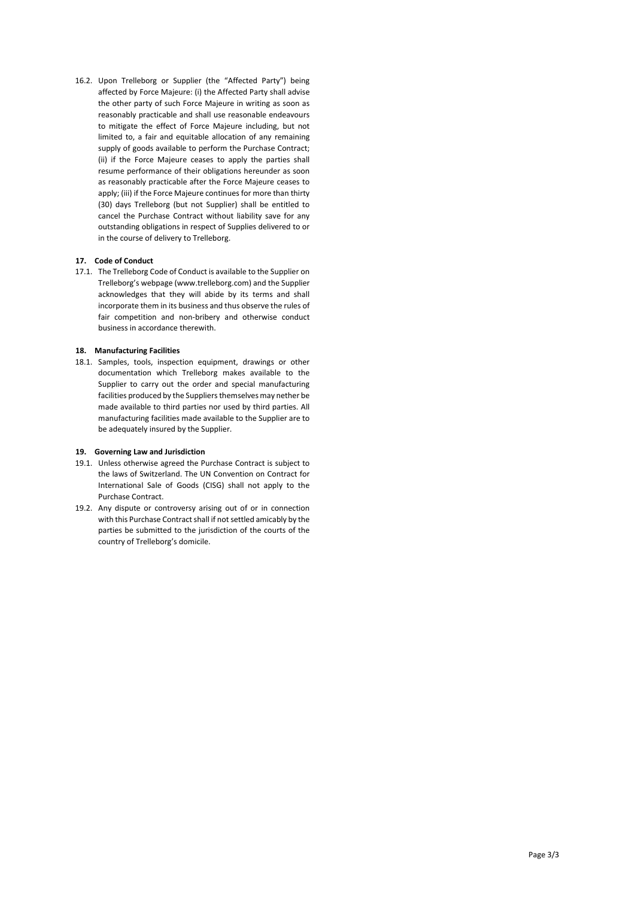16.2. Upon Trelleborg or Supplier (the "Affected Party") being affected by Force Majeure: (i) the Affected Party shall advise the other party of such Force Majeure in writing as soon as reasonably practicable and shall use reasonable endeavours to mitigate the effect of Force Majeure including, but not limited to, a fair and equitable allocation of any remaining supply of goods available to perform the Purchase Contract; (ii) if the Force Majeure ceases to apply the parties shall resume performance of their obligations hereunder as soon as reasonably practicable after the Force Majeure ceases to apply; (iii) if the Force Majeure continues for more than thirty (30) days Trelleborg (but not Supplier) shall be entitled to cancel the Purchase Contract without liability save for any outstanding obligations in respect of Supplies delivered to or in the course of delivery to Trelleborg.

**17. Code of Conduct**

17.1. The Trelleborg Code of Conduct is available to the Supplier on Trelleborg's webpage (www.trelleborg.com) and the Supplier acknowledges that they will abide by its terms and shall incorporate them in its business and thus observe the rules of fair competition and non-bribery and otherwise conduct business in accordance therewith.

**18. Manufacturing Facilities**

18.1. Samples, tools, inspection equipment, drawings or other documentation which Trelleborg makes available to the Supplier to carry out the order and special manufacturing facilities produced by the Suppliers themselves may nether be made available to third parties nor used by third parties. All manufacturing facilities made available to the Supplier are to be adequately insured by the Supplier.

**19. Governing Law and Jurisdiction**

19.1. Unless otherwise agreed the Purchase Contract is subject to the laws of Switzerland. The UN Convention on Contract for International Sale of Goods (CISG) shall not apply to the Purchase Contract.

19.2. Any dispute or controversy arising out of or in connection with this Purchase Contract shall if not settled amicably by the parties be submitted to the jurisdiction of the courts of the country of Trelleborg's domicile.